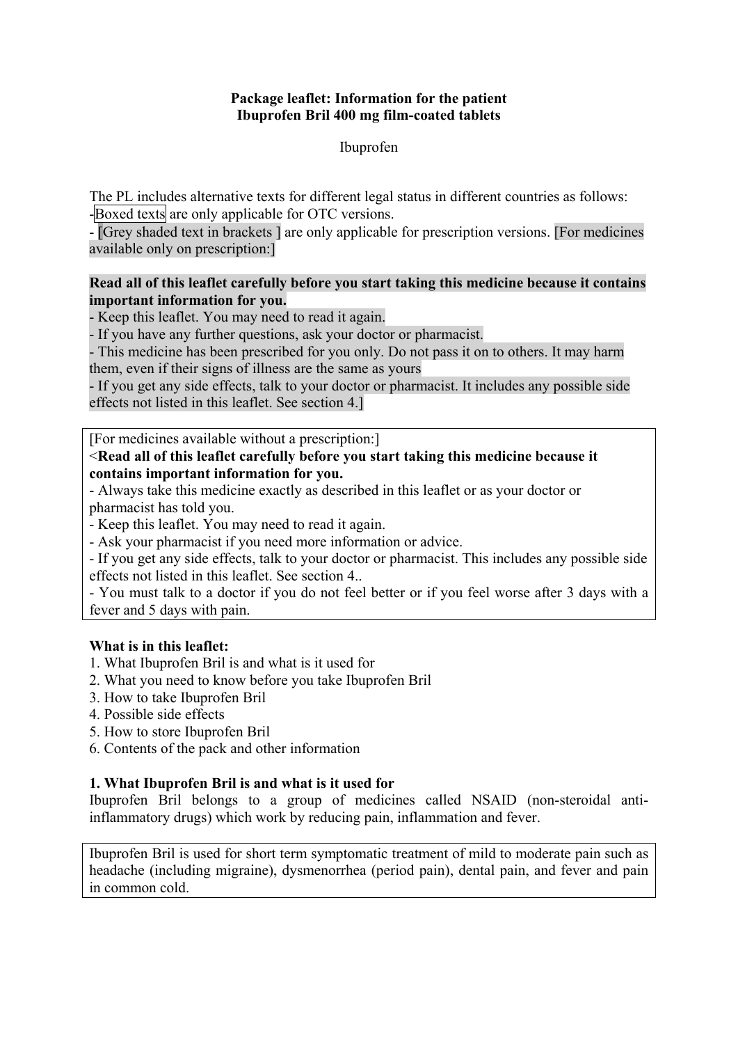**Package leaflet: Information for the patient**
**Ibuprofen Bril 400 mg film-coated tablets**

Ibuprofen

The PL includes alternative texts for different legal status in different countries as follows:
-Boxed texts are only applicable for OTC versions.
- [Grey shaded text in brackets ] are only applicable for prescription versions. [For medicines available only on prescription:]

**Read all of this leaflet carefully before you start taking this medicine because it contains important information for you.**
- Keep this leaflet. You may need to read it again.
- If you have any further questions, ask your doctor or pharmacist.
- This medicine has been prescribed for you only. Do not pass it on to others. It may harm them, even if their signs of illness are the same as yours
- If you get any side effects, talk to your doctor or pharmacist. It includes any possible side effects not listed in this leaflet. See section 4.]

[For medicines available without a prescription:]
<**Read all of this leaflet carefully before you start taking this medicine because it contains important information for you.**
- Always take this medicine exactly as described in this leaflet or as your doctor or pharmacist has told you.
- Keep this leaflet. You may need to read it again.
- Ask your pharmacist if you need more information or advice.
- If you get any side effects, talk to your doctor or pharmacist. This includes any possible side effects not listed in this leaflet. See section 4..
- You must talk to a doctor if you do not feel better or if you feel worse after 3 days with a fever and 5 days with pain.

**What is in this leaflet:**
1. What Ibuprofen Bril is and what is it used for
2. What you need to know before you take Ibuprofen Bril
3. How to take Ibuprofen Bril
4. Possible side effects
5. How to store Ibuprofen Bril
6. Contents of the pack and other information

**1. What Ibuprofen Bril is and what is it used for**
Ibuprofen Bril belongs to a group of medicines called NSAID (non-steroidal anti-inflammatory drugs) which work by reducing pain, inflammation and fever.

Ibuprofen Bril is used for short term symptomatic treatment of mild to moderate pain such as headache (including migraine), dysmenorrhea (period pain), dental pain, and fever and pain in common cold.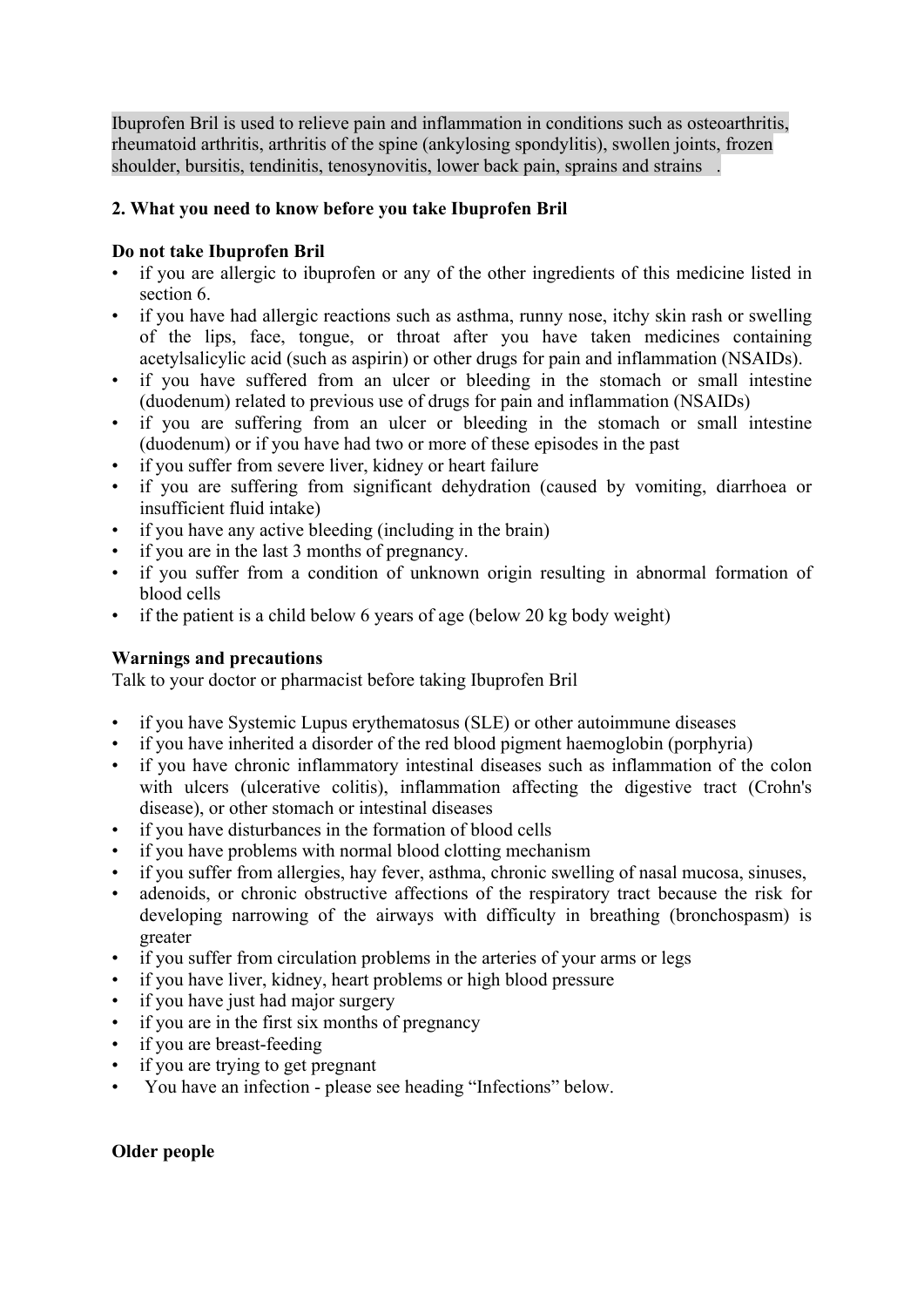Ibuprofen Bril is used to relieve pain and inflammation in conditions such as osteoarthritis, rheumatoid arthritis, arthritis of the spine (ankylosing spondylitis), swollen joints, frozen shoulder, bursitis, tendinitis, tenosynovitis, lower back pain, sprains and strains .

**2. What you need to know before you take Ibuprofen Bril**

**Do not take Ibuprofen Bril**

- if you are allergic to ibuprofen or any of the other ingredients of this medicine listed in section 6.
- if you have had allergic reactions such as asthma, runny nose, itchy skin rash or swelling of the lips, face, tongue, or throat after you have taken medicines containing acetylsalicylic acid (such as aspirin) or other drugs for pain and inflammation (NSAIDs).
- if you have suffered from an ulcer or bleeding in the stomach or small intestine (duodenum) related to previous use of drugs for pain and inflammation (NSAIDs)
- if you are suffering from an ulcer or bleeding in the stomach or small intestine (duodenum) or if you have had two or more of these episodes in the past
- if you suffer from severe liver, kidney or heart failure
- if you are suffering from significant dehydration (caused by vomiting, diarrhoea or insufficient fluid intake)
- if you have any active bleeding (including in the brain)
- if you are in the last 3 months of pregnancy.
- if you suffer from a condition of unknown origin resulting in abnormal formation of blood cells
- if the patient is a child below 6 years of age (below 20 kg body weight)

**Warnings and precautions**

Talk to your doctor or pharmacist before taking Ibuprofen Bril

- if you have Systemic Lupus erythematosus (SLE) or other autoimmune diseases
- if you have inherited a disorder of the red blood pigment haemoglobin (porphyria)
- if you have chronic inflammatory intestinal diseases such as inflammation of the colon with ulcers (ulcerative colitis), inflammation affecting the digestive tract (Crohn's disease), or other stomach or intestinal diseases
- if you have disturbances in the formation of blood cells
- if you have problems with normal blood clotting mechanism
- if you suffer from allergies, hay fever, asthma, chronic swelling of nasal mucosa, sinuses,
- adenoids, or chronic obstructive affections of the respiratory tract because the risk for developing narrowing of the airways with difficulty in breathing (bronchospasm) is greater
- if you suffer from circulation problems in the arteries of your arms or legs
- if you have liver, kidney, heart problems or high blood pressure
- if you have just had major surgery
- if you are in the first six months of pregnancy
- if you are breast-feeding
- if you are trying to get pregnant
- You have an infection - please see heading "Infections" below.

**Older people**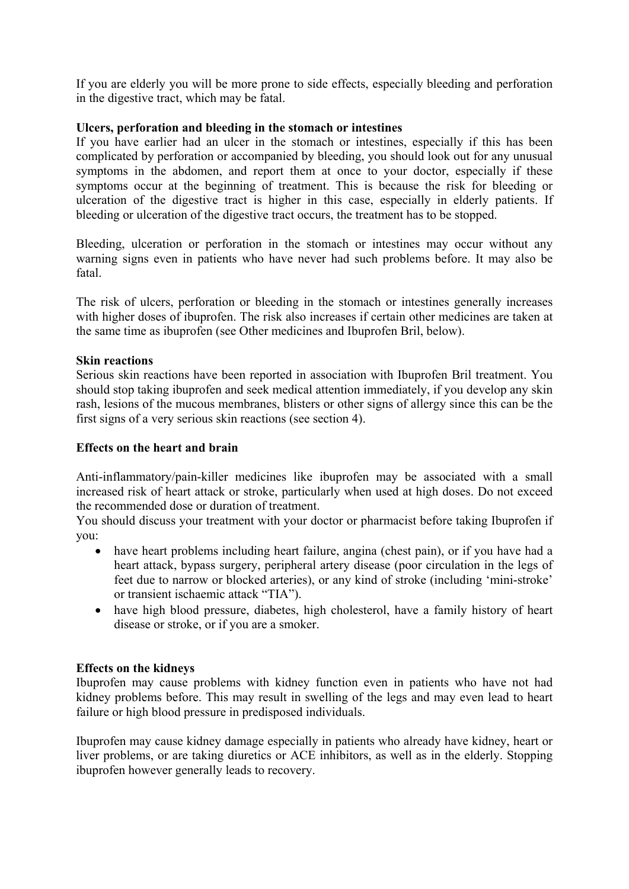If you are elderly you will be more prone to side effects, especially bleeding and perforation in the digestive tract, which may be fatal.

**Ulcers, perforation and bleeding in the stomach or intestines**
If you have earlier had an ulcer in the stomach or intestines, especially if this has been complicated by perforation or accompanied by bleeding, you should look out for any unusual symptoms in the abdomen, and report them at once to your doctor, especially if these symptoms occur at the beginning of treatment. This is because the risk for bleeding or ulceration of the digestive tract is higher in this case, especially in elderly patients. If bleeding or ulceration of the digestive tract occurs, the treatment has to be stopped.

Bleeding, ulceration or perforation in the stomach or intestines may occur without any warning signs even in patients who have never had such problems before. It may also be fatal.

The risk of ulcers, perforation or bleeding in the stomach or intestines generally increases with higher doses of ibuprofen. The risk also increases if certain other medicines are taken at the same time as ibuprofen (see Other medicines and Ibuprofen Bril, below).

**Skin reactions**
Serious skin reactions have been reported in association with Ibuprofen Bril treatment. You should stop taking ibuprofen and seek medical attention immediately, if you develop any skin rash, lesions of the mucous membranes, blisters or other signs of allergy since this can be the first signs of a very serious skin reactions (see section 4).

**Effects on the heart and brain**

Anti-inflammatory/pain-killer medicines like ibuprofen may be associated with a small increased risk of heart attack or stroke, particularly when used at high doses. Do not exceed the recommended dose or duration of treatment.
You should discuss your treatment with your doctor or pharmacist before taking Ibuprofen if you:

- have heart problems including heart failure, angina (chest pain), or if you have had a heart attack, bypass surgery, peripheral artery disease (poor circulation in the legs of feet due to narrow or blocked arteries), or any kind of stroke (including 'mini-stroke' or transient ischaemic attack "TIA").
- have high blood pressure, diabetes, high cholesterol, have a family history of heart disease or stroke, or if you are a smoker.

**Effects on the kidneys**
Ibuprofen may cause problems with kidney function even in patients who have not had kidney problems before. This may result in swelling of the legs and may even lead to heart failure or high blood pressure in predisposed individuals.

Ibuprofen may cause kidney damage especially in patients who already have kidney, heart or liver problems, or are taking diuretics or ACE inhibitors, as well as in the elderly. Stopping ibuprofen however generally leads to recovery.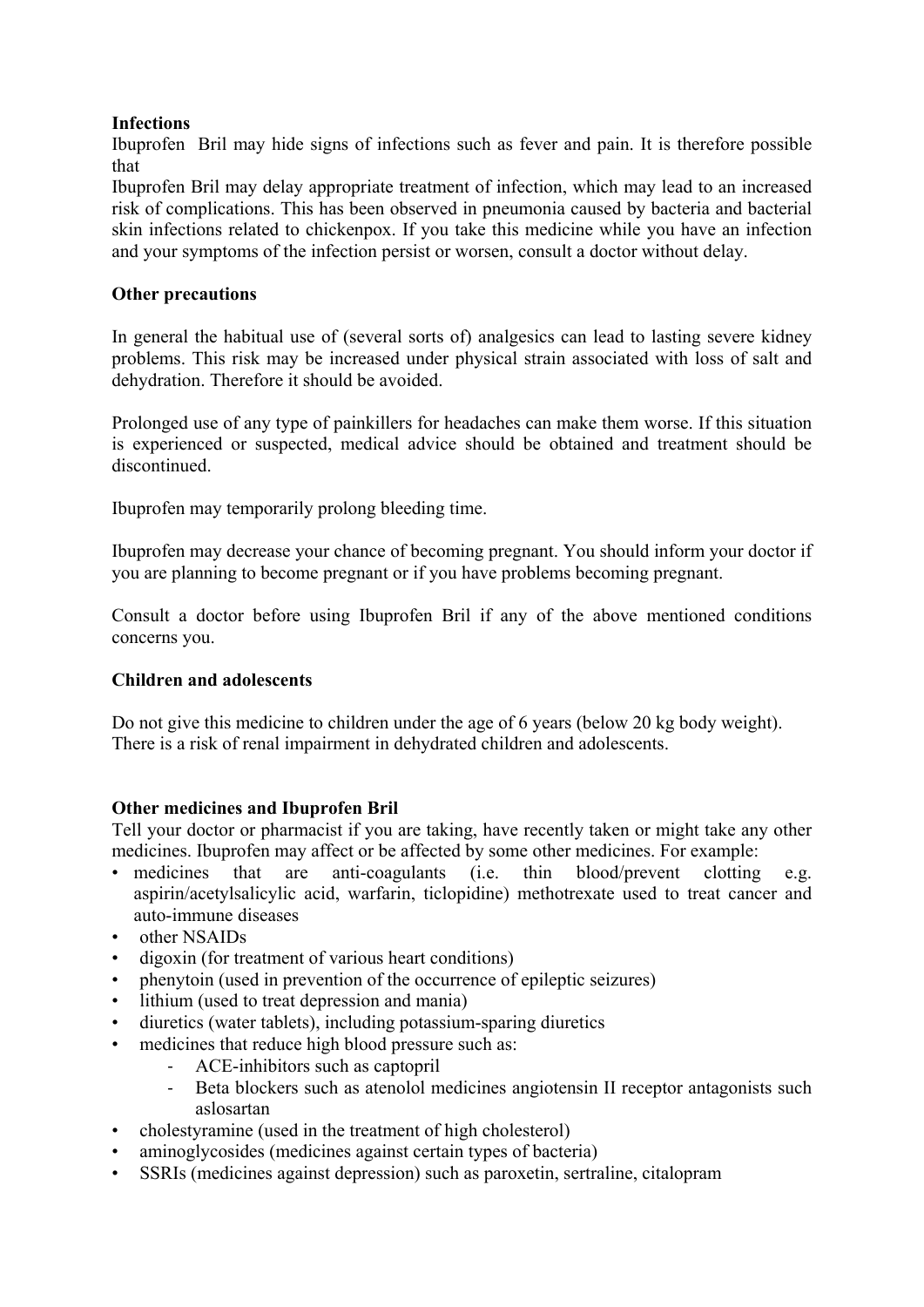**Infections**

Ibuprofen Bril may hide signs of infections such as fever and pain. It is therefore possible that

Ibuprofen Bril may delay appropriate treatment of infection, which may lead to an increased risk of complications. This has been observed in pneumonia caused by bacteria and bacterial skin infections related to chickenpox. If you take this medicine while you have an infection and your symptoms of the infection persist or worsen, consult a doctor without delay.

**Other precautions**

In general the habitual use of (several sorts of) analgesics can lead to lasting severe kidney problems. This risk may be increased under physical strain associated with loss of salt and dehydration. Therefore it should be avoided.

Prolonged use of any type of painkillers for headaches can make them worse. If this situation is experienced or suspected, medical advice should be obtained and treatment should be discontinued.

Ibuprofen may temporarily prolong bleeding time.

Ibuprofen may decrease your chance of becoming pregnant. You should inform your doctor if you are planning to become pregnant or if you have problems becoming pregnant.

Consult a doctor before using Ibuprofen Bril if any of the above mentioned conditions concerns you.

**Children and adolescents**

Do not give this medicine to children under the age of 6 years (below 20 kg body weight).
There is a risk of renal impairment in dehydrated children and adolescents.

**Other medicines and Ibuprofen Bril**

Tell your doctor or pharmacist if you are taking, have recently taken or might take any other medicines. Ibuprofen may affect or be affected by some other medicines. For example:

- medicines that are anti-coagulants (i.e. thin blood/prevent clotting e.g. aspirin/acetylsalicylic acid, warfarin, ticlopidine) methotrexate used to treat cancer and auto-immune diseases
- other NSAIDs
- digoxin (for treatment of various heart conditions)
- phenytoin (used in prevention of the occurrence of epileptic seizures)
- lithium (used to treat depression and mania)
- diuretics (water tablets), including potassium-sparing diuretics
- medicines that reduce high blood pressure such as:
  - ACE-inhibitors such as captopril
  - Beta blockers such as atenolol medicines angiotensin II receptor antagonists such aslosartan
- cholestyramine (used in the treatment of high cholesterol)
- aminoglycosides (medicines against certain types of bacteria)
- SSRIs (medicines against depression) such as paroxetin, sertraline, citalopram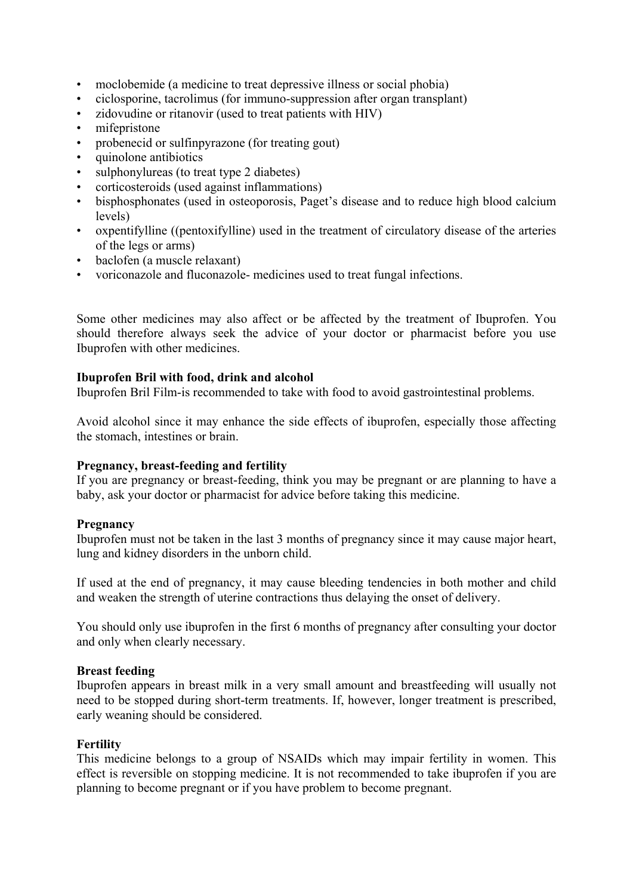- moclobemide (a medicine to treat depressive illness or social phobia)
- ciclosporine, tacrolimus (for immuno-suppression after organ transplant)
- zidovudine or ritanovir (used to treat patients with HIV)
- mifepristone
- probenecid or sulfinpyrazone (for treating gout)
- quinolone antibiotics
- sulphonylureas (to treat type 2 diabetes)
- corticosteroids (used against inflammations)
- bisphosphonates (used in osteoporosis, Paget's disease and to reduce high blood calcium levels)
- oxpentifylline ((pentoxifylline) used in the treatment of circulatory disease of the arteries of the legs or arms)
- baclofen (a muscle relaxant)
- voriconazole and fluconazole- medicines used to treat fungal infections.

Some other medicines may also affect or be affected by the treatment of Ibuprofen. You should therefore always seek the advice of your doctor or pharmacist before you use Ibuprofen with other medicines.

**Ibuprofen Bril with food, drink and alcohol**
Ibuprofen Bril Film-is recommended to take with food to avoid gastrointestinal problems.

Avoid alcohol since it may enhance the side effects of ibuprofen, especially those affecting the stomach, intestines or brain.

**Pregnancy, breast-feeding and fertility**
If you are pregnancy or breast-feeding, think you may be pregnant or are planning to have a baby, ask your doctor or pharmacist for advice before taking this medicine.

**Pregnancy**
Ibuprofen must not be taken in the last 3 months of pregnancy since it may cause major heart, lung and kidney disorders in the unborn child.

If used at the end of pregnancy, it may cause bleeding tendencies in both mother and child and weaken the strength of uterine contractions thus delaying the onset of delivery.

You should only use ibuprofen in the first 6 months of pregnancy after consulting your doctor and only when clearly necessary.

**Breast feeding**
Ibuprofen appears in breast milk in a very small amount and breastfeeding will usually not need to be stopped during short-term treatments. If, however, longer treatment is prescribed, early weaning should be considered.

**Fertility**
This medicine belongs to a group of NSAIDs which may impair fertility in women. This effect is reversible on stopping medicine. It is not recommended to take ibuprofen if you are planning to become pregnant or if you have problem to become pregnant.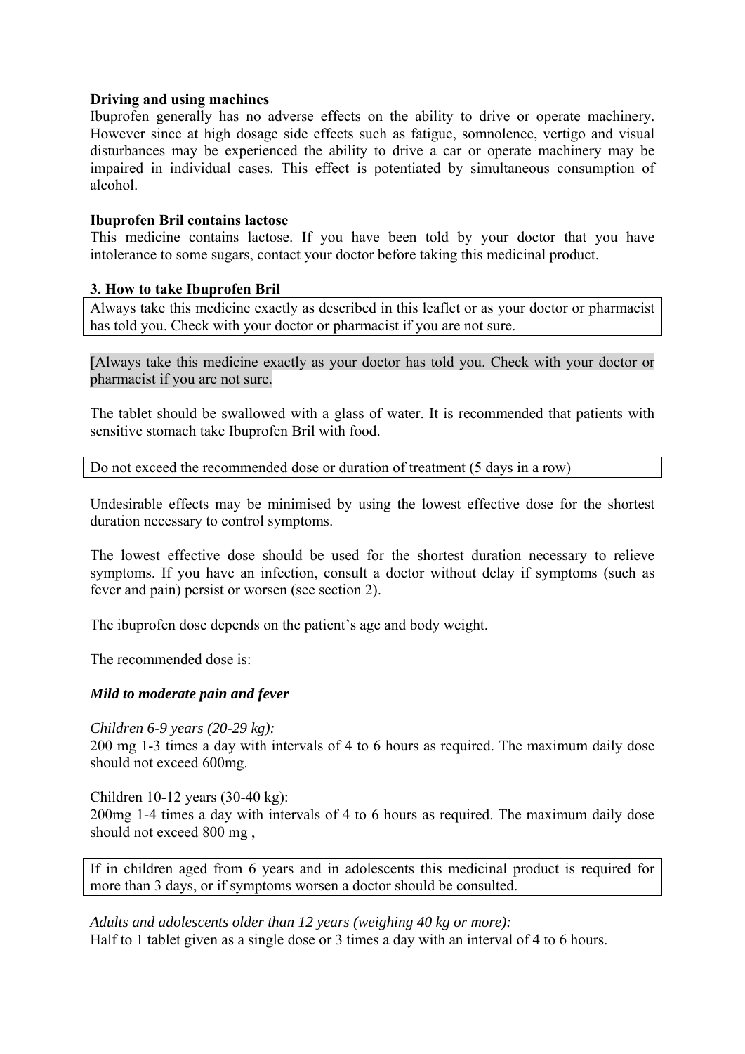**Driving and using machines**
Ibuprofen generally has no adverse effects on the ability to drive or operate machinery. However since at high dosage side effects such as fatigue, somnolence, vertigo and visual disturbances may be experienced the ability to drive a car or operate machinery may be impaired in individual cases. This effect is potentiated by simultaneous consumption of alcohol.

**Ibuprofen Bril contains lactose**
This medicine contains lactose. If you have been told by your doctor that you have intolerance to some sugars, contact your doctor before taking this medicinal product.

**3. How to take Ibuprofen Bril**

Always take this medicine exactly as described in this leaflet or as your doctor or pharmacist has told you. Check with your doctor or pharmacist if you are not sure.

[Always take this medicine exactly as your doctor has told you. Check with your doctor or pharmacist if you are not sure.

The tablet should be swallowed with a glass of water. It is recommended that patients with sensitive stomach take Ibuprofen Bril with food.

Do not exceed the recommended dose or duration of treatment (5 days in a row)

Undesirable effects may be minimised by using the lowest effective dose for the shortest duration necessary to control symptoms.

The lowest effective dose should be used for the shortest duration necessary to relieve symptoms. If you have an infection, consult a doctor without delay if symptoms (such as fever and pain) persist or worsen (see section 2).

The ibuprofen dose depends on the patient's age and body weight.

The recommended dose is:

***Mild to moderate pain and fever***

*Children 6-9 years (20-29 kg):*
200 mg 1-3 times a day with intervals of 4 to 6 hours as required. The maximum daily dose should not exceed 600mg.

Children 10-12 years (30-40 kg):
200mg 1-4 times a day with intervals of 4 to 6 hours as required. The maximum daily dose should not exceed 800 mg ,

If in children aged from 6 years and in adolescents this medicinal product is required for more than 3 days, or if symptoms worsen a doctor should be consulted.

*Adults and adolescents older than 12 years (weighing 40 kg or more):*
Half to 1 tablet given as a single dose or 3 times a day with an interval of 4 to 6 hours.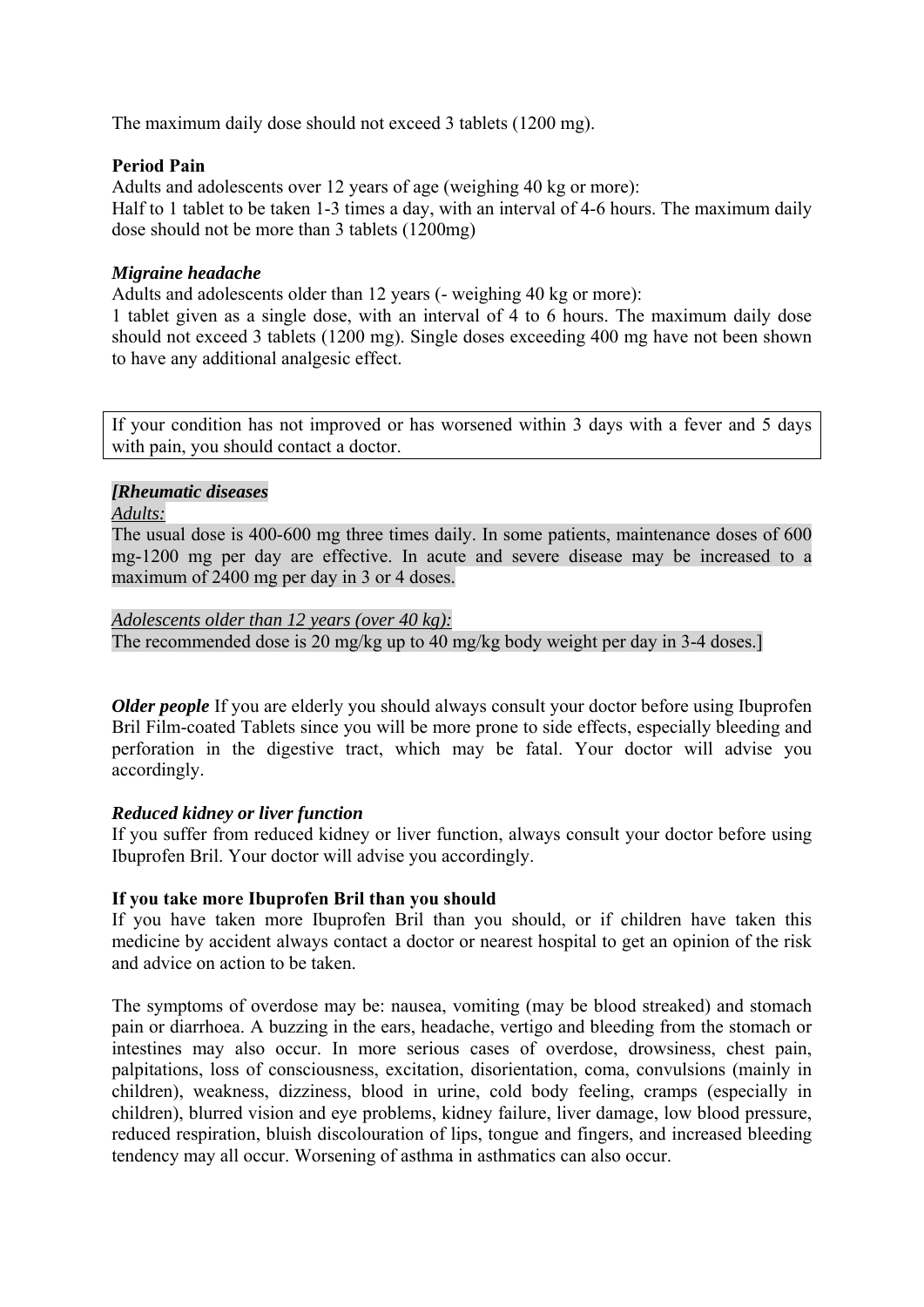The maximum daily dose should not exceed 3 tablets (1200 mg).

**Period Pain**

Adults and adolescents over 12 years of age (weighing 40 kg or more):
Half to 1 tablet to be taken 1-3 times a day, with an interval of 4-6 hours. The maximum daily dose should not be more than 3 tablets (1200mg)

***Migraine headache***

Adults and adolescents older than 12 years (- weighing 40 kg or more):
1 tablet given as a single dose, with an interval of 4 to 6 hours. The maximum daily dose should not exceed 3 tablets (1200 mg). Single doses exceeding 400 mg have not been shown to have any additional analgesic effect.

| If your condition has not improved or has worsened within 3 days with a fever and 5 days with pain, you should contact a doctor. |
|---|

***[Rheumatic diseases***

*Adults:*

The usual dose is 400-600 mg three times daily. In some patients, maintenance doses of 600 mg-1200 mg per day are effective. In acute and severe disease may be increased to a maximum of 2400 mg per day in 3 or 4 doses.

*Adolescents older than 12 years (over 40 kg):*

The recommended dose is 20 mg/kg up to 40 mg/kg body weight per day in 3-4 doses.]

***Older people*** If you are elderly you should always consult your doctor before using Ibuprofen Bril Film-coated Tablets since you will be more prone to side effects, especially bleeding and perforation in the digestive tract, which may be fatal. Your doctor will advise you accordingly.

***Reduced kidney or liver function***

If you suffer from reduced kidney or liver function, always consult your doctor before using Ibuprofen Bril. Your doctor will advise you accordingly.

**If you take more Ibuprofen Bril than you should**

If you have taken more Ibuprofen Bril than you should, or if children have taken this medicine by accident always contact a doctor or nearest hospital to get an opinion of the risk and advice on action to be taken.

The symptoms of overdose may be: nausea, vomiting (may be blood streaked) and stomach pain or diarrhoea. A buzzing in the ears, headache, vertigo and bleeding from the stomach or intestines may also occur. In more serious cases of overdose, drowsiness, chest pain, palpitations, loss of consciousness, excitation, disorientation, coma, convulsions (mainly in children), weakness, dizziness, blood in urine, cold body feeling, cramps (especially in children), blurred vision and eye problems, kidney failure, liver damage, low blood pressure, reduced respiration, bluish discolouration of lips, tongue and fingers, and increased bleeding tendency may all occur. Worsening of asthma in asthmatics can also occur.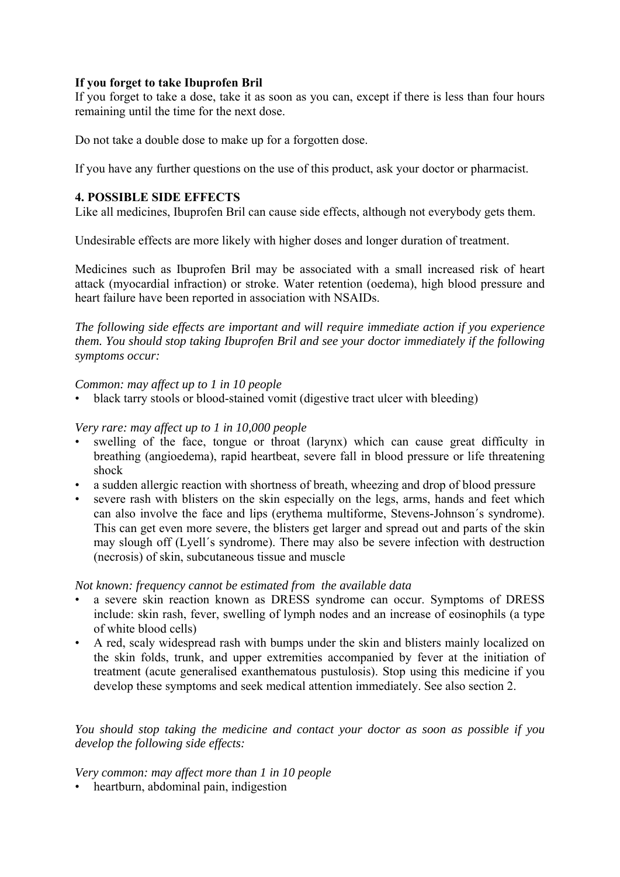**If you forget to take Ibuprofen Bril**

If you forget to take a dose, take it as soon as you can, except if there is less than four hours remaining until the time for the next dose.

Do not take a double dose to make up for a forgotten dose.

If you have any further questions on the use of this product, ask your doctor or pharmacist.

## 4. POSSIBLE SIDE EFFECTS

Like all medicines, Ibuprofen Bril can cause side effects, although not everybody gets them.

Undesirable effects are more likely with higher doses and longer duration of treatment.

Medicines such as Ibuprofen Bril may be associated with a small increased risk of heart attack (myocardial infraction) or stroke. Water retention (oedema), high blood pressure and heart failure have been reported in association with NSAIDs.

*The following side effects are important and will require immediate action if you experience them. You should stop taking Ibuprofen Bril and see your doctor immediately if the following symptoms occur:*

*Common: may affect up to 1 in 10 people*

- black tarry stools or blood-stained vomit (digestive tract ulcer with bleeding)

*Very rare: may affect up to 1 in 10,000 people*

- swelling of the face, tongue or throat (larynx) which can cause great difficulty in breathing (angioedema), rapid heartbeat, severe fall in blood pressure or life threatening shock
- a sudden allergic reaction with shortness of breath, wheezing and drop of blood pressure
- severe rash with blisters on the skin especially on the legs, arms, hands and feet which can also involve the face and lips (erythema multiforme, Stevens-Johnson´s syndrome). This can get even more severe, the blisters get larger and spread out and parts of the skin may slough off (Lyell´s syndrome). There may also be severe infection with destruction (necrosis) of skin, subcutaneous tissue and muscle

*Not known: frequency cannot be estimated from the available data*

- a severe skin reaction known as DRESS syndrome can occur. Symptoms of DRESS include: skin rash, fever, swelling of lymph nodes and an increase of eosinophils (a type of white blood cells)
- A red, scaly widespread rash with bumps under the skin and blisters mainly localized on the skin folds, trunk, and upper extremities accompanied by fever at the initiation of treatment (acute generalised exanthematous pustulosis). Stop using this medicine if you develop these symptoms and seek medical attention immediately. See also section 2.

*You should stop taking the medicine and contact your doctor as soon as possible if you develop the following side effects:*

*Very common: may affect more than 1 in 10 people*

- heartburn, abdominal pain, indigestion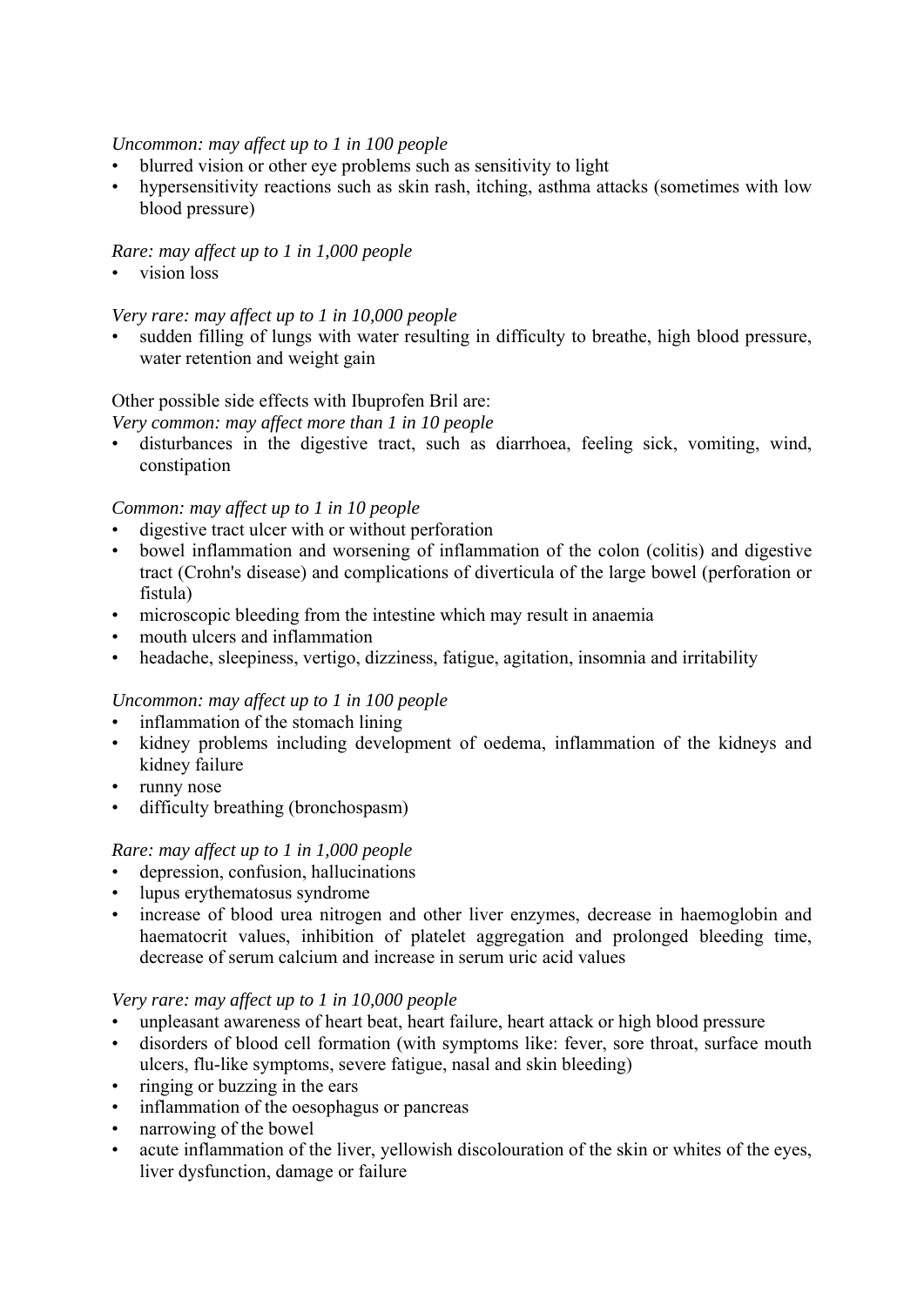*Uncommon: may affect up to 1 in 100 people*

- blurred vision or other eye problems such as sensitivity to light
- hypersensitivity reactions such as skin rash, itching, asthma attacks (sometimes with low blood pressure)

*Rare: may affect up to 1 in 1,000 people*

- vision loss

*Very rare: may affect up to 1 in 10,000 people*

- sudden filling of lungs with water resulting in difficulty to breathe, high blood pressure, water retention and weight gain

Other possible side effects with Ibuprofen Bril are:

*Very common: may affect more than 1 in 10 people*

- disturbances in the digestive tract, such as diarrhoea, feeling sick, vomiting, wind, constipation

*Common: may affect up to 1 in 10 people*

- digestive tract ulcer with or without perforation
- bowel inflammation and worsening of inflammation of the colon (colitis) and digestive tract (Crohn's disease) and complications of diverticula of the large bowel (perforation or fistula)
- microscopic bleeding from the intestine which may result in anaemia
- mouth ulcers and inflammation
- headache, sleepiness, vertigo, dizziness, fatigue, agitation, insomnia and irritability

*Uncommon: may affect up to 1 in 100 people*

- inflammation of the stomach lining
- kidney problems including development of oedema, inflammation of the kidneys and kidney failure
- runny nose
- difficulty breathing (bronchospasm)

*Rare: may affect up to 1 in 1,000 people*

- depression, confusion, hallucinations
- lupus erythematosus syndrome
- increase of blood urea nitrogen and other liver enzymes, decrease in haemoglobin and haematocrit values, inhibition of platelet aggregation and prolonged bleeding time, decrease of serum calcium and increase in serum uric acid values

*Very rare: may affect up to 1 in 10,000 people*

- unpleasant awareness of heart beat, heart failure, heart attack or high blood pressure
- disorders of blood cell formation (with symptoms like: fever, sore throat, surface mouth ulcers, flu-like symptoms, severe fatigue, nasal and skin bleeding)
- ringing or buzzing in the ears
- inflammation of the oesophagus or pancreas
- narrowing of the bowel
- acute inflammation of the liver, yellowish discolouration of the skin or whites of the eyes, liver dysfunction, damage or failure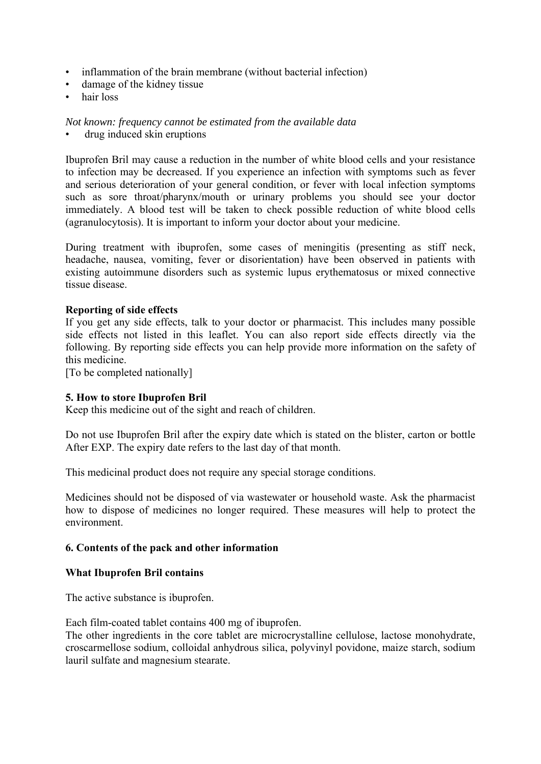- inflammation of the brain membrane (without bacterial infection)
- damage of the kidney tissue
- hair loss

*Not known: frequency cannot be estimated from the available data*

- drug induced skin eruptions

Ibuprofen Bril may cause a reduction in the number of white blood cells and your resistance to infection may be decreased. If you experience an infection with symptoms such as fever and serious deterioration of your general condition, or fever with local infection symptoms such as sore throat/pharynx/mouth or urinary problems you should see your doctor immediately. A blood test will be taken to check possible reduction of white blood cells (agranulocytosis). It is important to inform your doctor about your medicine.

During treatment with ibuprofen, some cases of meningitis (presenting as stiff neck, headache, nausea, vomiting, fever or disorientation) have been observed in patients with existing autoimmune disorders such as systemic lupus erythematosus or mixed connective tissue disease.

**Reporting of side effects**

If you get any side effects, talk to your doctor or pharmacist. This includes many possible side effects not listed in this leaflet. You can also report side effects directly via the following. By reporting side effects you can help provide more information on the safety of this medicine.

[To be completed nationally]

**5. How to store Ibuprofen Bril**

Keep this medicine out of the sight and reach of children.

Do not use Ibuprofen Bril after the expiry date which is stated on the blister, carton or bottle After EXP. The expiry date refers to the last day of that month.

This medicinal product does not require any special storage conditions.

Medicines should not be disposed of via wastewater or household waste. Ask the pharmacist how to dispose of medicines no longer required. These measures will help to protect the environment.

**6. Contents of the pack and other information**

**What Ibuprofen Bril contains**

The active substance is ibuprofen.

Each film-coated tablet contains 400 mg of ibuprofen.

The other ingredients in the core tablet are microcrystalline cellulose, lactose monohydrate, croscarmellose sodium, colloidal anhydrous silica, polyvinyl povidone, maize starch, sodium lauril sulfate and magnesium stearate.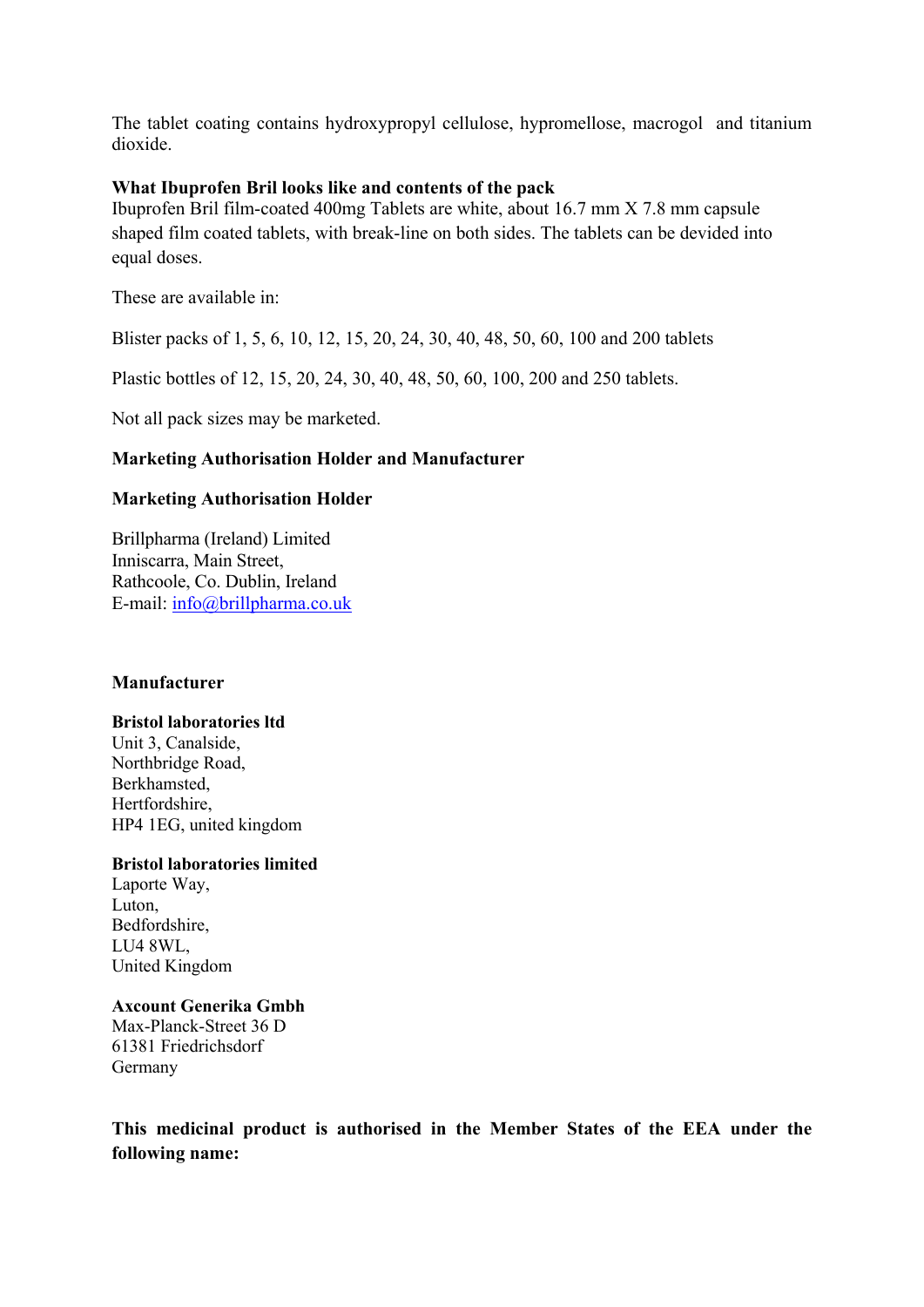The tablet coating contains hydroxypropyl cellulose, hypromellose, macrogol and titanium dioxide.

**What Ibuprofen Bril looks like and contents of the pack**

Ibuprofen Bril film-coated 400mg Tablets are white, about 16.7 mm X 7.8 mm capsule shaped film coated tablets, with break-line on both sides. The tablets can be devided into equal doses.

These are available in:

Blister packs of 1, 5, 6, 10, 12, 15, 20, 24, 30, 40, 48, 50, 60, 100 and 200 tablets

Plastic bottles of 12, 15, 20, 24, 30, 40, 48, 50, 60, 100, 200 and 250 tablets.

Not all pack sizes may be marketed.

**Marketing Authorisation Holder and Manufacturer**

**Marketing Authorisation Holder**

Brillpharma (Ireland) Limited
Inniscarra, Main Street,
Rathcoole, Co. Dublin, Ireland
E-mail: info@brillpharma.co.uk

**Manufacturer**

**Bristol laboratories ltd**
Unit 3, Canalside,
Northbridge Road,
Berkhamsted,
Hertfordshire,
HP4 1EG, united kingdom

**Bristol laboratories limited**
Laporte Way,
Luton,
Bedfordshire,
LU4 8WL,
United Kingdom

**Axcount Generika Gmbh**
Max-Planck-Street 36 D
61381 Friedrichsdorf
Germany

**This medicinal product is authorised in the Member States of the EEA under the following name:**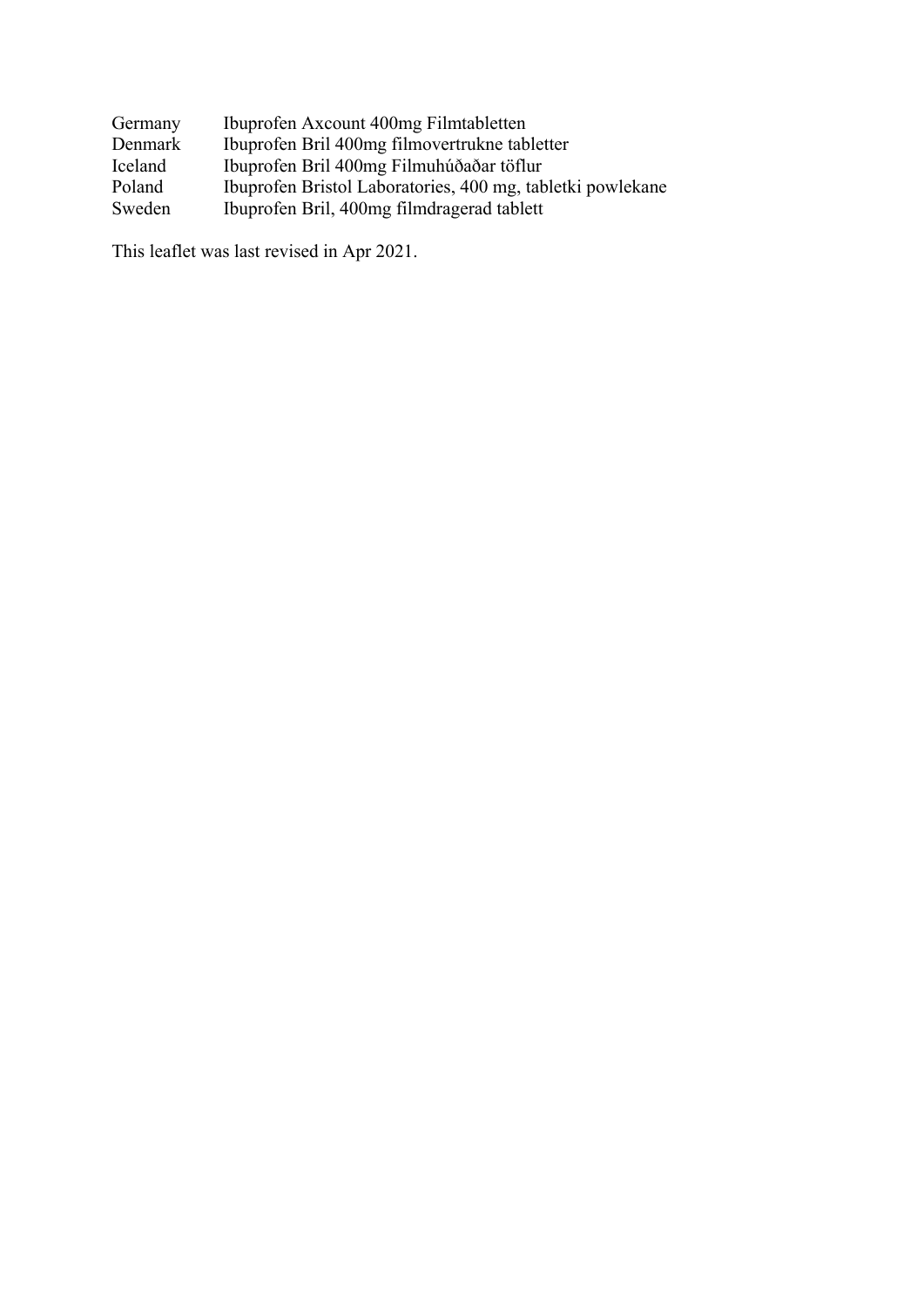| | |
|---|---|
| Germany | Ibuprofen Axcount 400mg Filmtabletten |
| Denmark | Ibuprofen Bril 400mg filmovertrukne tabletter |
| Iceland | Ibuprofen Bril 400mg Filmuhúðaðar töflur |
| Poland | Ibuprofen Bristol Laboratories, 400 mg, tabletki powlekane |
| Sweden | Ibuprofen Bril, 400mg filmdragerad tablett |

This leaflet was last revised in Apr 2021.